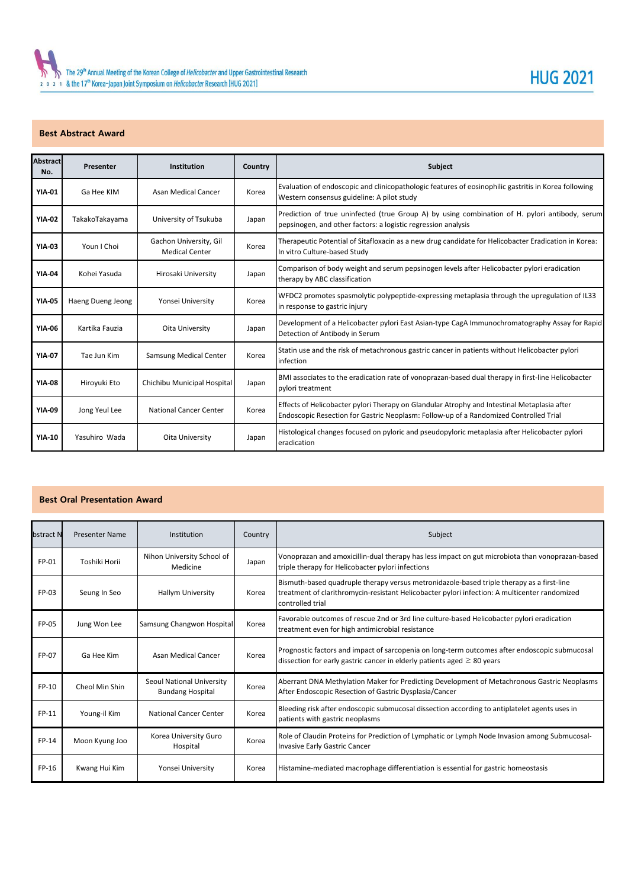## Best Abstract Award

| Abstract No. | Presenter | Institution | Country | Subject |
|---|---|---|---|---|
| YIA-01 | Ga Hee KIM | Asan Medical Cancer | Korea | Evaluation of endoscopic and clinicopathologic features of eosinophilic gastritis in Korea following Western consensus guideline: A pilot study |
| YIA-02 | TakakoTakayama | University of Tsukuba | Japan | Prediction of true uninfected (true Group A) by using combination of H. pylori antibody, serum pepsinogen, and other factors: a logistic regression analysis |
| YIA-03 | Youn I Choi | Gachon University, Gil Medical Center | Korea | Therapeutic Potential of Sitafloxacin as a new drug candidate for Helicobacter Eradication in Korea: In vitro Culture-based Study |
| YIA-04 | Kohei Yasuda | Hirosaki University | Japan | Comparison of body weight and serum pepsinogen levels after Helicobacter pylori eradication therapy by ABC classification |
| YIA-05 | Haeng Dueng Jeong | Yonsei University | Korea | WFDC2 promotes spasmolytic polypeptide-expressing metaplasia through the upregulation of IL33 in response to gastric injury |
| YIA-06 | Kartika Fauzia | Oita University | Japan | Development of a Helicobacter pylori East Asian-type CagA Immunochromatography Assay for Rapid Detection of Antibody in Serum |
| YIA-07 | Tae Jun Kim | Samsung Medical Center | Korea | Statin use and the risk of metachronous gastric cancer in patients without Helicobacter pylori infection |
| YIA-08 | Hiroyuki Eto | Chichibu Municipal Hospital | Japan | BMI associates to the eradication rate of vonoprazan-based dual therapy in first-line Helicobacter pylori treatment |
| YIA-09 | Jong Yeul Lee | National Cancer Center | Korea | Effects of Helicobacter pylori Therapy on Glandular Atrophy and Intestinal Metaplasia after Endoscopic Resection for Gastric Neoplasm: Follow-up of a Randomized Controlled Trial |
| YIA-10 | Yasuhiro Wada | Oita University | Japan | Histological changes focused on pyloric and pseudopyloric metaplasia after Helicobacter pylori eradication |

## Best Oral Presentation Award

| bstract N | Presenter Name | Institution | Country | Subject |
|---|---|---|---|---|
| FP-01 | Toshiki Horii | Nihon University School of Medicine | Japan | Vonoprazan and amoxicillin-dual therapy has less impact on gut microbiota than vonoprazan-based triple therapy for Helicobacter pylori infections |
| FP-03 | Seung In Seo | Hallym University | Korea | Bismuth-based quadruple therapy versus metronidazole-based triple therapy as a first-line treatment of clarithromycin-resistant Helicobacter pylori infection: A multicenter randomized controlled trial |
| FP-05 | Jung Won Lee | Samsung Changwon Hospital | Korea | Favorable outcomes of rescue 2nd or 3rd line culture-based Helicobacter pylori eradication treatment even for high antimicrobial resistance |
| FP-07 | Ga Hee Kim | Asan Medical Cancer | Korea | Prognostic factors and impact of sarcopenia on long-term outcomes after endoscopic submucosal dissection for early gastric cancer in elderly patients aged $\geq$ 80 years |
| FP-10 | Cheol Min Shin | Seoul National University Bundang Hospital | Korea | Aberrant DNA Methylation Maker for Predicting Development of Metachronous Gastric Neoplasms After Endoscopic Resection of Gastric Dysplasia/Cancer |
| FP-11 | Young-il Kim | National Cancer Center | Korea | Bleeding risk after endoscopic submucosal dissection according to antiplatelet agents uses in patients with gastric neoplasms |
| FP-14 | Moon Kyung Joo | Korea University Guro Hospital | Korea | Role of Claudin Proteins for Prediction of Lymphatic or Lymph Node Invasion among Submucosal-Invasive Early Gastric Cancer |
| FP-16 | Kwang Hui Kim | Yonsei University | Korea | Histamine-mediated macrophage differentiation is essential for gastric homeostasis |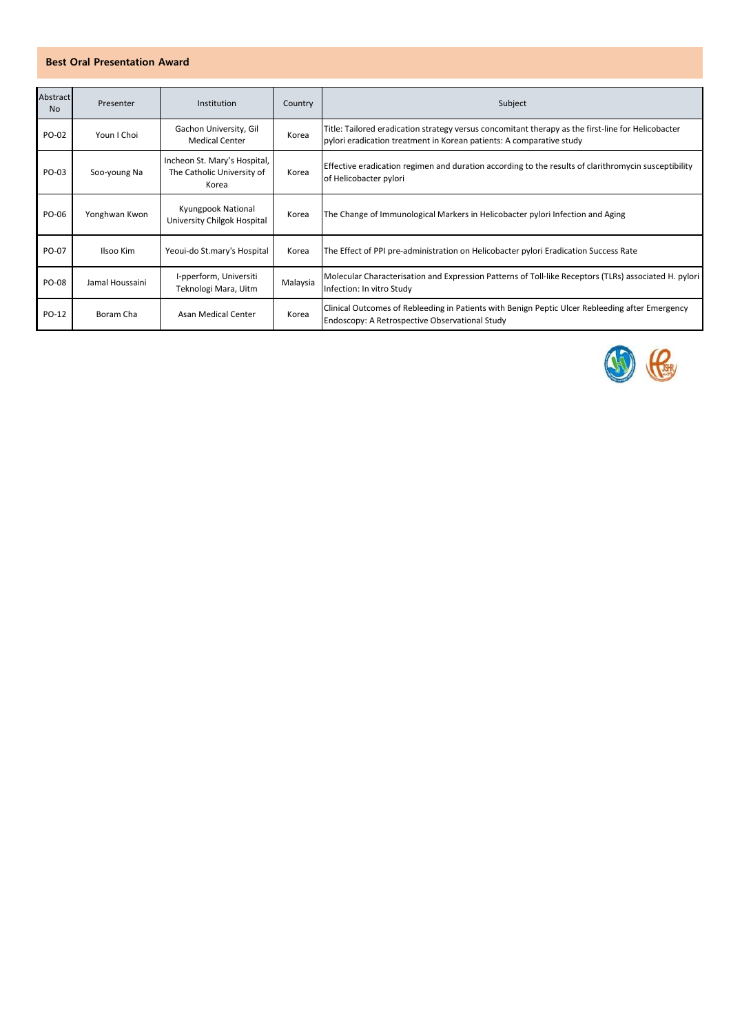## Best Oral Presentation Award

| Abstract No | Presenter | Institution | Country | Subject |
|---|---|---|---|---|
| PO-02 | Youn I Choi | Gachon University, Gil Medical Center | Korea | Title: Tailored eradication strategy versus concomitant therapy as the first-line for Helicobacter pylori eradication treatment in Korean patients: A comparative study |
| PO-03 | Soo-young Na | Incheon St. Mary's Hospital, The Catholic University of Korea | Korea | Effective eradication regimen and duration according to the results of clarithromycin susceptibility of Helicobacter pylori |
| PO-06 | Yonghwan Kwon | Kyungpook National University Chilgok Hospital | Korea | The Change of Immunological Markers in Helicobacter pylori Infection and Aging |
| PO-07 | Ilsoo Kim | Yeoui-do St.mary's Hospital | Korea | The Effect of PPI pre-administration on Helicobacter pylori Eradication Success Rate |
| PO-08 | Jamal Houssaini | I-pperform, Universiti Teknologi Mara, Uitm | Malaysia | Molecular Characterisation and Expression Patterns of Toll-like Receptors (TLRs) associated H. pylori Infection: In vitro Study |
| PO-12 | Boram Cha | Asan Medical Center | Korea | Clinical Outcomes of Rebleeding in Patients with Benign Peptic Ulcer Rebleeding after Emergency Endoscopy: A Retrospective Observational Study |